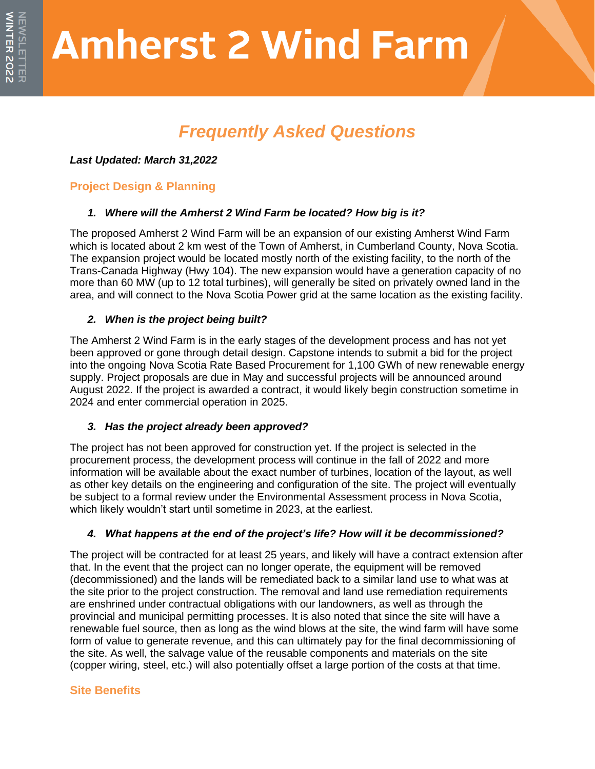NEWSLETTER
WINTER 2022

# Amherst 2 Wind Farm

## *Frequently Asked Questions*

***Last Updated: March 31,2022***

### Project Design & Planning

***1. Where will the Amherst 2 Wind Farm be located? How big is it?***

The proposed Amherst 2 Wind Farm will be an expansion of our existing Amherst Wind Farm which is located about 2 km west of the Town of Amherst, in Cumberland County, Nova Scotia. The expansion project would be located mostly north of the existing facility, to the north of the Trans-Canada Highway (Hwy 104). The new expansion would have a generation capacity of no more than 60 MW (up to 12 total turbines), will generally be sited on privately owned land in the area, and will connect to the Nova Scotia Power grid at the same location as the existing facility.

***2. When is the project being built?***

The Amherst 2 Wind Farm is in the early stages of the development process and has not yet been approved or gone through detail design. Capstone intends to submit a bid for the project into the ongoing Nova Scotia Rate Based Procurement for 1,100 GWh of new renewable energy supply. Project proposals are due in May and successful projects will be announced around August 2022. If the project is awarded a contract, it would likely begin construction sometime in 2024 and enter commercial operation in 2025.

***3. Has the project already been approved?***

The project has not been approved for construction yet. If the project is selected in the procurement process, the development process will continue in the fall of 2022 and more information will be available about the exact number of turbines, location of the layout, as well as other key details on the engineering and configuration of the site. The project will eventually be subject to a formal review under the Environmental Assessment process in Nova Scotia, which likely wouldn't start until sometime in 2023, at the earliest.

***4. What happens at the end of the project's life? How will it be decommissioned?***

The project will be contracted for at least 25 years, and likely will have a contract extension after that. In the event that the project can no longer operate, the equipment will be removed (decommissioned) and the lands will be remediated back to a similar land use to what was at the site prior to the project construction. The removal and land use remediation requirements are enshrined under contractual obligations with our landowners, as well as through the provincial and municipal permitting processes. It is also noted that since the site will have a renewable fuel source, then as long as the wind blows at the site, the wind farm will have some form of value to generate revenue, and this can ultimately pay for the final decommissioning of the site. As well, the salvage value of the reusable components and materials on the site (copper wiring, steel, etc.) will also potentially offset a large portion of the costs at that time.

### Site Benefits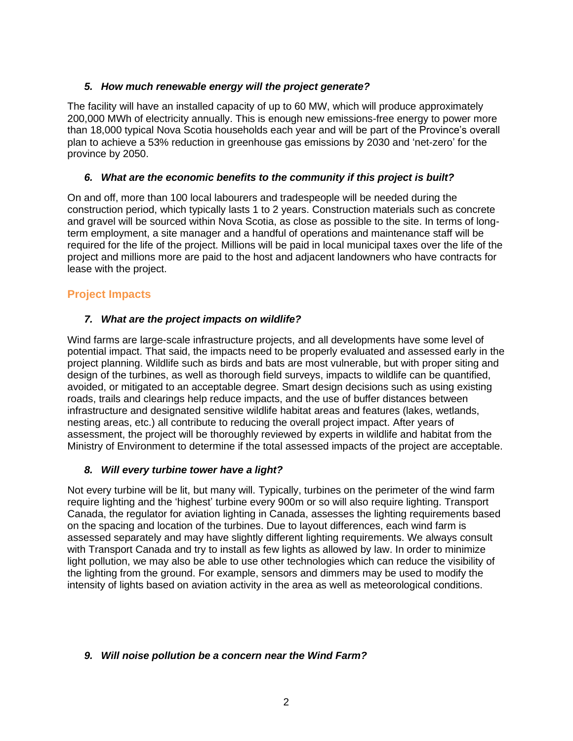### *5. How much renewable energy will the project generate?*

The facility will have an installed capacity of up to 60 MW, which will produce approximately 200,000 MWh of electricity annually. This is enough new emissions-free energy to power more than 18,000 typical Nova Scotia households each year and will be part of the Province's overall plan to achieve a 53% reduction in greenhouse gas emissions by 2030 and 'net-zero' for the province by 2050.

### *6. What are the economic benefits to the community if this project is built?*

On and off, more than 100 local labourers and tradespeople will be needed during the construction period, which typically lasts 1 to 2 years. Construction materials such as concrete and gravel will be sourced within Nova Scotia, as close as possible to the site. In terms of long-term employment, a site manager and a handful of operations and maintenance staff will be required for the life of the project. Millions will be paid in local municipal taxes over the life of the project and millions more are paid to the host and adjacent landowners who have contracts for lease with the project.

## Project Impacts

### *7. What are the project impacts on wildlife?*

Wind farms are large-scale infrastructure projects, and all developments have some level of potential impact. That said, the impacts need to be properly evaluated and assessed early in the project planning. Wildlife such as birds and bats are most vulnerable, but with proper siting and design of the turbines, as well as thorough field surveys, impacts to wildlife can be quantified, avoided, or mitigated to an acceptable degree. Smart design decisions such as using existing roads, trails and clearings help reduce impacts, and the use of buffer distances between infrastructure and designated sensitive wildlife habitat areas and features (lakes, wetlands, nesting areas, etc.) all contribute to reducing the overall project impact. After years of assessment, the project will be thoroughly reviewed by experts in wildlife and habitat from the Ministry of Environment to determine if the total assessed impacts of the project are acceptable.

### *8. Will every turbine tower have a light?*

Not every turbine will be lit, but many will. Typically, turbines on the perimeter of the wind farm require lighting and the 'highest' turbine every 900m or so will also require lighting. Transport Canada, the regulator for aviation lighting in Canada, assesses the lighting requirements based on the spacing and location of the turbines. Due to layout differences, each wind farm is assessed separately and may have slightly different lighting requirements. We always consult with Transport Canada and try to install as few lights as allowed by law. In order to minimize light pollution, we may also be able to use other technologies which can reduce the visibility of the lighting from the ground. For example, sensors and dimmers may be used to modify the intensity of lights based on aviation activity in the area as well as meteorological conditions.

### *9. Will noise pollution be a concern near the Wind Farm?*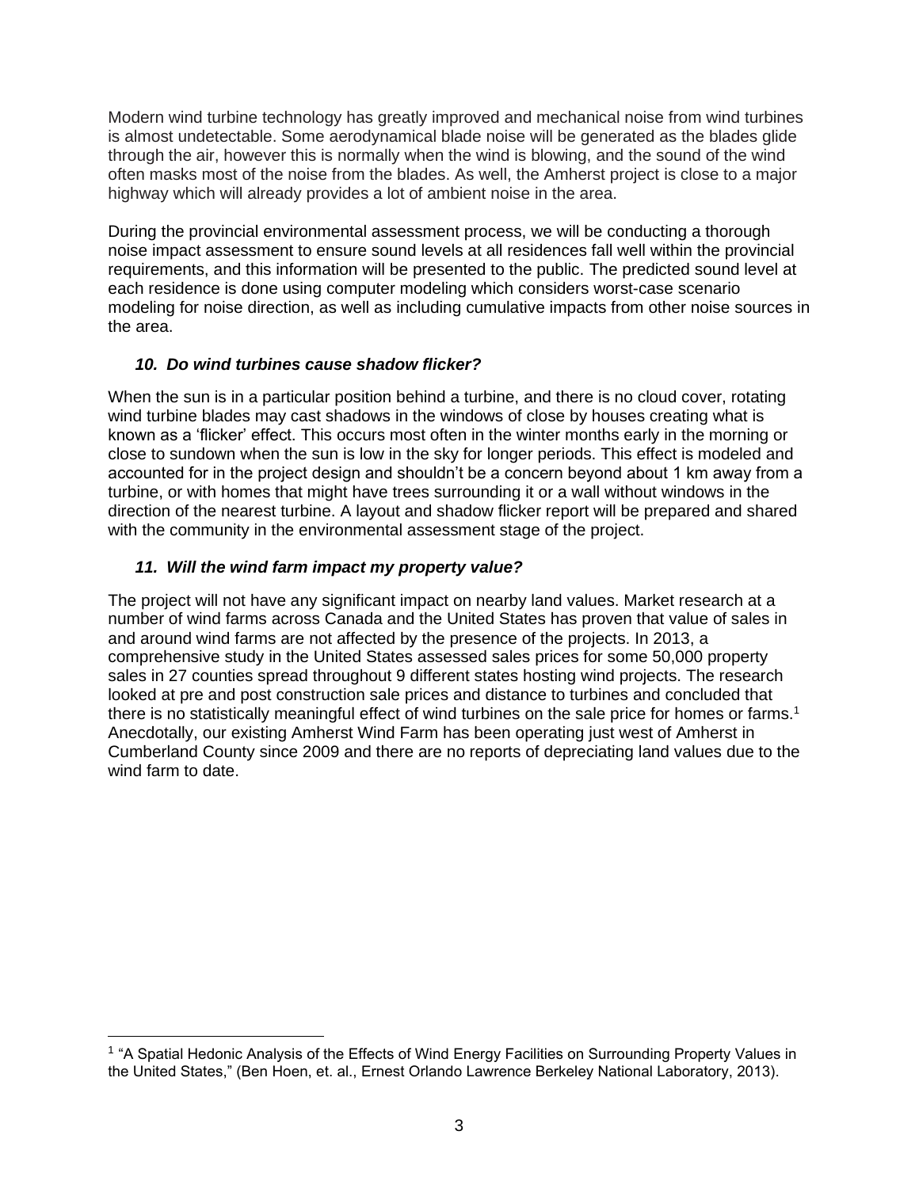Modern wind turbine technology has greatly improved and mechanical noise from wind turbines is almost undetectable. Some aerodynamical blade noise will be generated as the blades glide through the air, however this is normally when the wind is blowing, and the sound of the wind often masks most of the noise from the blades. As well, the Amherst project is close to a major highway which will already provides a lot of ambient noise in the area.

During the provincial environmental assessment process, we will be conducting a thorough noise impact assessment to ensure sound levels at all residences fall well within the provincial requirements, and this information will be presented to the public. The predicted sound level at each residence is done using computer modeling which considers worst-case scenario modeling for noise direction, as well as including cumulative impacts from other noise sources in the area.

### *10. Do wind turbines cause shadow flicker?*

When the sun is in a particular position behind a turbine, and there is no cloud cover, rotating wind turbine blades may cast shadows in the windows of close by houses creating what is known as a 'flicker' effect. This occurs most often in the winter months early in the morning or close to sundown when the sun is low in the sky for longer periods. This effect is modeled and accounted for in the project design and shouldn't be a concern beyond about 1 km away from a turbine, or with homes that might have trees surrounding it or a wall without windows in the direction of the nearest turbine. A layout and shadow flicker report will be prepared and shared with the community in the environmental assessment stage of the project.

### *11. Will the wind farm impact my property value?*

The project will not have any significant impact on nearby land values. Market research at a number of wind farms across Canada and the United States has proven that value of sales in and around wind farms are not affected by the presence of the projects. In 2013, a comprehensive study in the United States assessed sales prices for some 50,000 property sales in 27 counties spread throughout 9 different states hosting wind projects. The research looked at pre and post construction sale prices and distance to turbines and concluded that there is no statistically meaningful effect of wind turbines on the sale price for homes or farms.[1] Anecdotally, our existing Amherst Wind Farm has been operating just west of Amherst in Cumberland County since 2009 and there are no reports of depreciating land values due to the wind farm to date.

---

[1] "A Spatial Hedonic Analysis of the Effects of Wind Energy Facilities on Surrounding Property Values in the United States," (Ben Hoen, et. al., Ernest Orlando Lawrence Berkeley National Laboratory, 2013).